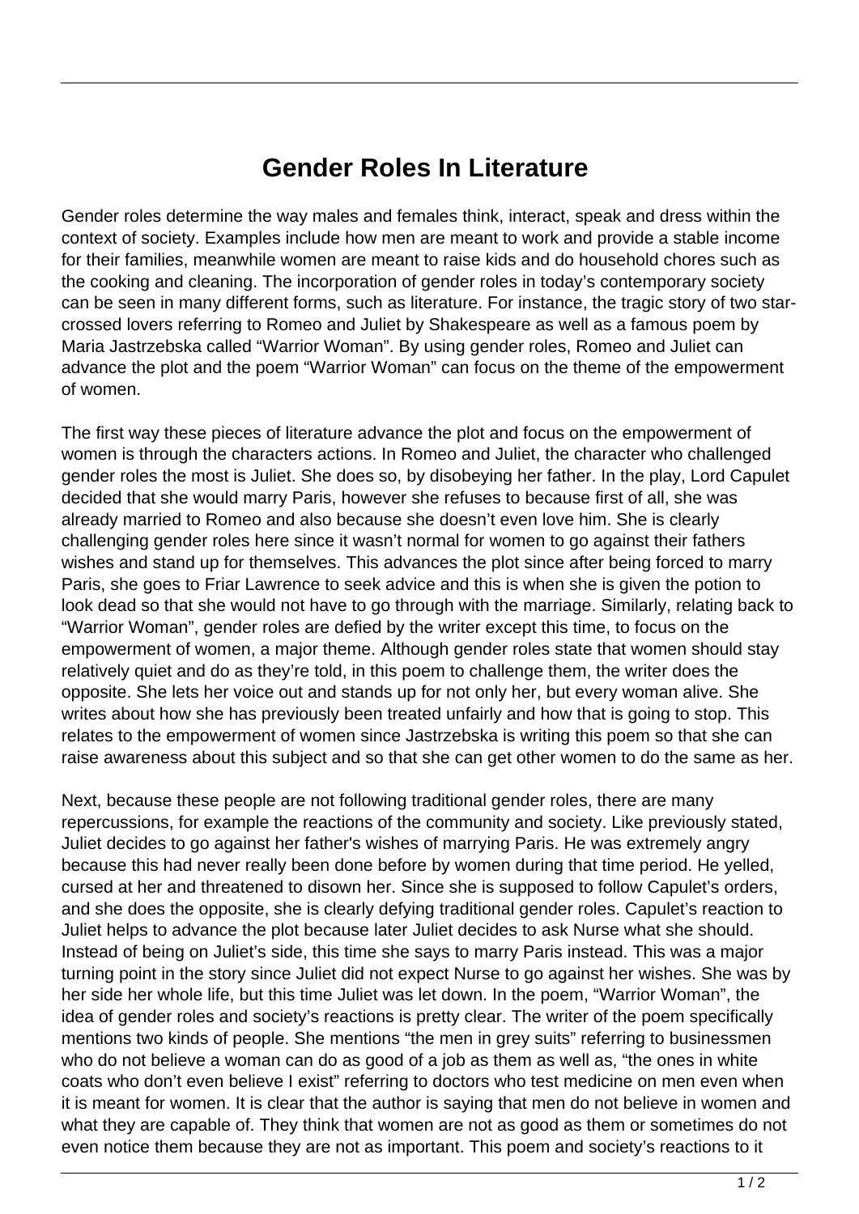# Gender Roles In Literature

Gender roles determine the way males and females think, interact, speak and dress within the context of society. Examples include how men are meant to work and provide a stable income for their families, meanwhile women are meant to raise kids and do household chores such as the cooking and cleaning. The incorporation of gender roles in today's contemporary society can be seen in many different forms, such as literature. For instance, the tragic story of two star-crossed lovers referring to Romeo and Juliet by Shakespeare as well as a famous poem by Maria Jastrzebska called "Warrior Woman". By using gender roles, Romeo and Juliet can advance the plot and the poem "Warrior Woman" can focus on the theme of the empowerment of women.

The first way these pieces of literature advance the plot and focus on the empowerment of women is through the characters actions. In Romeo and Juliet, the character who challenged gender roles the most is Juliet. She does so, by disobeying her father. In the play, Lord Capulet decided that she would marry Paris, however she refuses to because first of all, she was already married to Romeo and also because she doesn't even love him. She is clearly challenging gender roles here since it wasn't normal for women to go against their fathers wishes and stand up for themselves. This advances the plot since after being forced to marry Paris, she goes to Friar Lawrence to seek advice and this is when she is given the potion to look dead so that she would not have to go through with the marriage. Similarly, relating back to "Warrior Woman", gender roles are defied by the writer except this time, to focus on the empowerment of women, a major theme. Although gender roles state that women should stay relatively quiet and do as they're told, in this poem to challenge them, the writer does the opposite. She lets her voice out and stands up for not only her, but every woman alive. She writes about how she has previously been treated unfairly and how that is going to stop. This relates to the empowerment of women since Jastrzebska is writing this poem so that she can raise awareness about this subject and so that she can get other women to do the same as her.

Next, because these people are not following traditional gender roles, there are many repercussions, for example the reactions of the community and society. Like previously stated, Juliet decides to go against her father's wishes of marrying Paris. He was extremely angry because this had never really been done before by women during that time period. He yelled, cursed at her and threatened to disown her. Since she is supposed to follow Capulet's orders, and she does the opposite, she is clearly defying traditional gender roles. Capulet's reaction to Juliet helps to advance the plot because later Juliet decides to ask Nurse what she should. Instead of being on Juliet's side, this time she says to marry Paris instead. This was a major turning point in the story since Juliet did not expect Nurse to go against her wishes. She was by her side her whole life, but this time Juliet was let down. In the poem, "Warrior Woman", the idea of gender roles and society's reactions is pretty clear. The writer of the poem specifically mentions two kinds of people. She mentions "the men in grey suits" referring to businessmen who do not believe a woman can do as good of a job as them as well as, "the ones in white coats who don't even believe I exist" referring to doctors who test medicine on men even when it is meant for women. It is clear that the author is saying that men do not believe in women and what they are capable of. They think that women are not as good as them or sometimes do not even notice them because they are not as important. This poem and society's reactions to it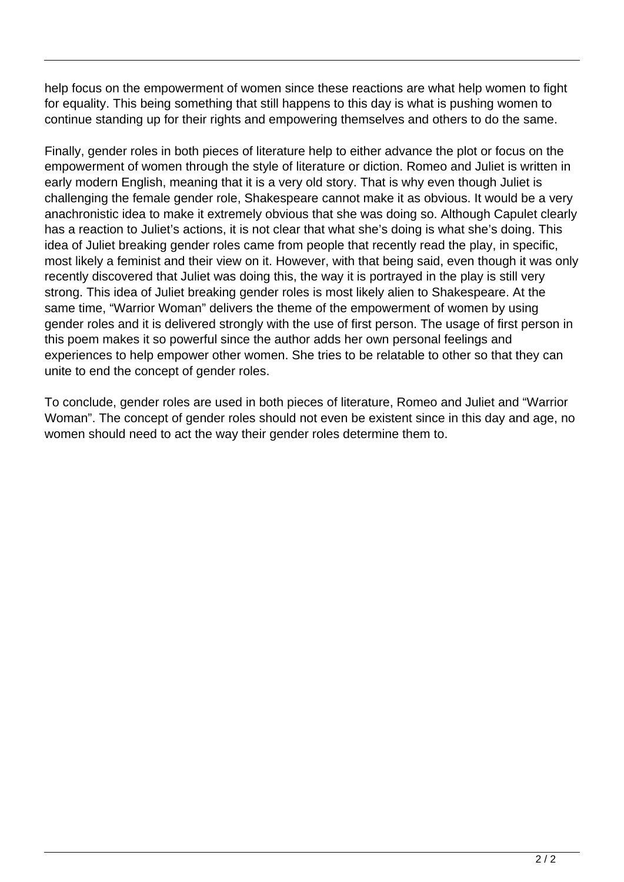help focus on the empowerment of women since these reactions are what help women to fight for equality. This being something that still happens to this day is what is pushing women to continue standing up for their rights and empowering themselves and others to do the same.

Finally, gender roles in both pieces of literature help to either advance the plot or focus on the empowerment of women through the style of literature or diction. Romeo and Juliet is written in early modern English, meaning that it is a very old story. That is why even though Juliet is challenging the female gender role, Shakespeare cannot make it as obvious. It would be a very anachronistic idea to make it extremely obvious that she was doing so. Although Capulet clearly has a reaction to Juliet's actions, it is not clear that what she's doing is what she's doing. This idea of Juliet breaking gender roles came from people that recently read the play, in specific, most likely a feminist and their view on it. However, with that being said, even though it was only recently discovered that Juliet was doing this, the way it is portrayed in the play is still very strong. This idea of Juliet breaking gender roles is most likely alien to Shakespeare. At the same time, "Warrior Woman" delivers the theme of the empowerment of women by using gender roles and it is delivered strongly with the use of first person. The usage of first person in this poem makes it so powerful since the author adds her own personal feelings and experiences to help empower other women. She tries to be relatable to other so that they can unite to end the concept of gender roles.

To conclude, gender roles are used in both pieces of literature, Romeo and Juliet and "Warrior Woman". The concept of gender roles should not even be existent since in this day and age, no women should need to act the way their gender roles determine them to.